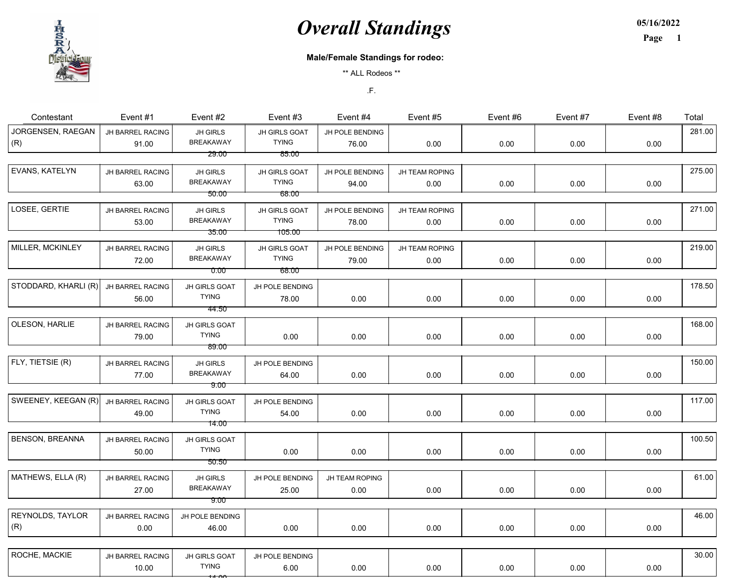# Overall Standings

05/16/2022

**Male/Female Standings for rodeo:**

** ALL Rodeos **

.F.

| Contestant | Event #1 | Event #2 | Event #3 | Event #4 | Event #5 | Event #6 | Event #7 | Event #8 | Total |
|---|---|---|---|---|---|---|---|---|---|
| JORGENSEN, RAEGAN (R) | JH BARREL RACING 91.00 | JH GIRLS BREAKAWAY 29.00 | JH GIRLS GOAT TYING 85.00 | JH POLE BENDING 76.00 | 0.00 | 0.00 | 0.00 | 0.00 | 281.00 |
| EVANS, KATELYN | JH BARREL RACING 63.00 | JH GIRLS BREAKAWAY 50.00 | JH GIRLS GOAT TYING 68.00 | JH POLE BENDING 94.00 | JH TEAM ROPING 0.00 | 0.00 | 0.00 | 0.00 | 275.00 |
| LOSEE, GERTIE | JH BARREL RACING 53.00 | JH GIRLS BREAKAWAY 35.00 | JH GIRLS GOAT TYING 105.00 | JH POLE BENDING 78.00 | JH TEAM ROPING 0.00 | 0.00 | 0.00 | 0.00 | 271.00 |
| MILLER, MCKINLEY | JH BARREL RACING 72.00 | JH GIRLS BREAKAWAY 0.00 | JH GIRLS GOAT TYING 68.00 | JH POLE BENDING 79.00 | JH TEAM ROPING 0.00 | 0.00 | 0.00 | 0.00 | 219.00 |
| STODDARD, KHARLI (R) | JH BARREL RACING 56.00 | JH GIRLS GOAT TYING 44.50 | JH POLE BENDING 78.00 | 0.00 | 0.00 | 0.00 | 0.00 | 0.00 | 178.50 |
| OLESON, HARLIE | JH BARREL RACING 79.00 | JH GIRLS GOAT TYING 89.00 | 0.00 | 0.00 | 0.00 | 0.00 | 0.00 | 0.00 | 168.00 |
| FLY, TIETSIE (R) | JH BARREL RACING 77.00 | JH GIRLS BREAKAWAY 9.00 | JH POLE BENDING 64.00 | 0.00 | 0.00 | 0.00 | 0.00 | 0.00 | 150.00 |
| SWEENEY, KEEGAN (R) | JH BARREL RACING 49.00 | JH GIRLS GOAT TYING 14.00 | JH POLE BENDING 54.00 | 0.00 | 0.00 | 0.00 | 0.00 | 0.00 | 117.00 |
| BENSON, BREANNA | JH BARREL RACING 50.00 | JH GIRLS GOAT TYING 50.50 | 0.00 | 0.00 | 0.00 | 0.00 | 0.00 | 0.00 | 100.50 |
| MATHEWS, ELLA (R) | JH BARREL RACING 27.00 | JH GIRLS BREAKAWAY 9.00 | JH POLE BENDING 25.00 | JH TEAM ROPING 0.00 | 0.00 | 0.00 | 0.00 | 0.00 | 61.00 |
| REYNOLDS, TAYLOR (R) | JH BARREL RACING 0.00 | JH POLE BENDING 46.00 | 0.00 | 0.00 | 0.00 | 0.00 | 0.00 | 0.00 | 46.00 |
| ROCHE, MACKIE | JH BARREL RACING 10.00 | JH GIRLS GOAT TYING 14.00 | JH POLE BENDING 6.00 | 0.00 | 0.00 | 0.00 | 0.00 | 0.00 | 30.00 |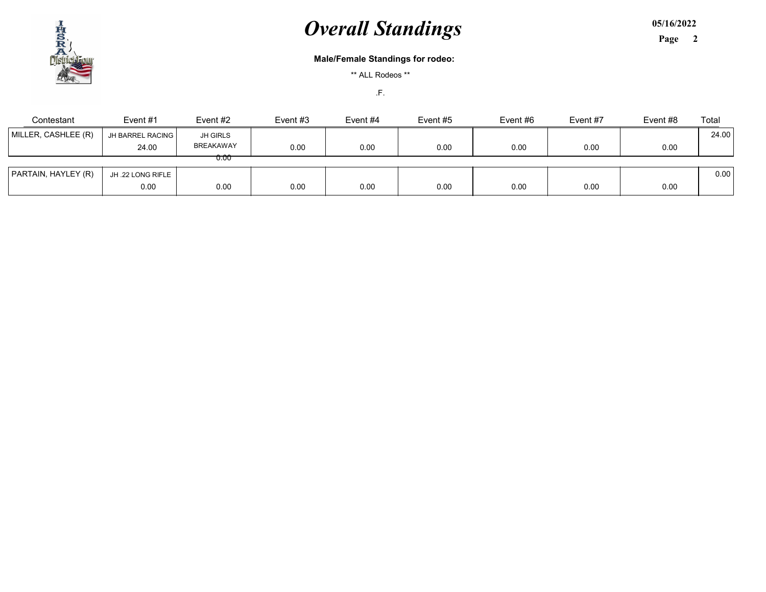# Overall Standings

05/16/2022

**Male/Female Standings for rodeo:**

** ALL Rodeos **

.F.

| Contestant | Event #1 | Event #2 | Event #3 | Event #4 | Event #5 | Event #6 | Event #7 | Event #8 | Total |
|---|---|---|---|---|---|---|---|---|---|
| MILLER, CASHLEE (R) | JH BARREL RACING 24.00 | JH GIRLS BREAKAWAY 0.00 | 0.00 | 0.00 | 0.00 | 0.00 | 0.00 | 0.00 | 24.00 |
| PARTAIN, HAYLEY (R) | JH .22 LONG RIFLE 0.00 | 0.00 | 0.00 | 0.00 | 0.00 | 0.00 | 0.00 | 0.00 | 0.00 |